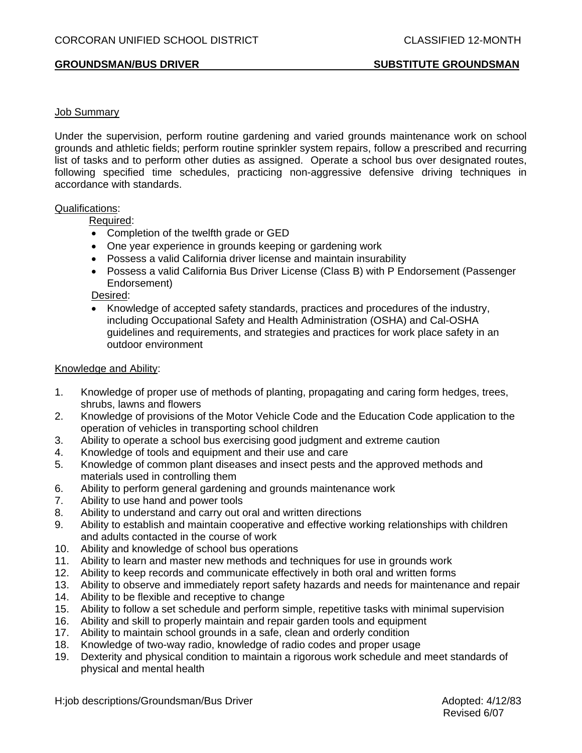CORCORAN UNIFIED SCHOOL DISTRICT CLASSIFIED 12-MONTH

**GROUNDSMAN/BUS DRIVER** **SUBSTITUTE GROUNDSMAN**

Job Summary

Under the supervision, perform routine gardening and varied grounds maintenance work on school grounds and athletic fields; perform routine sprinkler system repairs, follow a prescribed and recurring list of tasks and to perform other duties as assigned. Operate a school bus over designated routes, following specified time schedules, practicing non-aggressive defensive driving techniques in accordance with standards.

Qualifications:

Required:

- Completion of the twelfth grade or GED
- One year experience in grounds keeping or gardening work
- Possess a valid California driver license and maintain insurability
- Possess a valid California Bus Driver License (Class B) with P Endorsement (Passenger Endorsement)

Desired:

- Knowledge of accepted safety standards, practices and procedures of the industry, including Occupational Safety and Health Administration (OSHA) and Cal-OSHA guidelines and requirements, and strategies and practices for work place safety in an outdoor environment

Knowledge and Ability:

1. Knowledge of proper use of methods of planting, propagating and caring form hedges, trees, shrubs, lawns and flowers
2. Knowledge of provisions of the Motor Vehicle Code and the Education Code application to the operation of vehicles in transporting school children
3. Ability to operate a school bus exercising good judgment and extreme caution
4. Knowledge of tools and equipment and their use and care
5. Knowledge of common plant diseases and insect pests and the approved methods and materials used in controlling them
6. Ability to perform general gardening and grounds maintenance work
7. Ability to use hand and power tools
8. Ability to understand and carry out oral and written directions
9. Ability to establish and maintain cooperative and effective working relationships with children and adults contacted in the course of work
10. Ability and knowledge of school bus operations
11. Ability to learn and master new methods and techniques for use in grounds work
12. Ability to keep records and communicate effectively in both oral and written forms
13. Ability to observe and immediately report safety hazards and needs for maintenance and repair
14. Ability to be flexible and receptive to change
15. Ability to follow a set schedule and perform simple, repetitive tasks with minimal supervision
16. Ability and skill to properly maintain and repair garden tools and equipment
17. Ability to maintain school grounds in a safe, clean and orderly condition
18. Knowledge of two-way radio, knowledge of radio codes and proper usage
19. Dexterity and physical condition to maintain a rigorous work schedule and meet standards of physical and mental health

H:job descriptions/Groundsman/Bus Driver Adopted: 4/12/83
Revised 6/07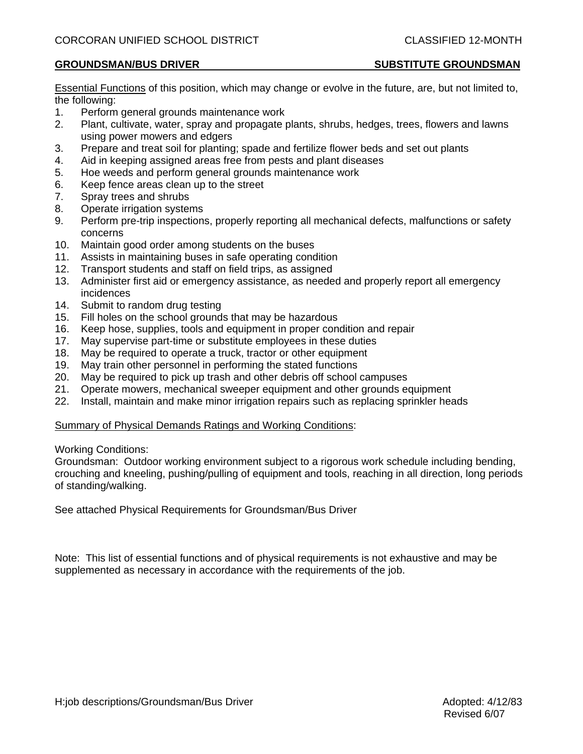CORCORAN UNIFIED SCHOOL DISTRICT CLASSIFIED 12-MONTH

**GROUNDSMAN/BUS DRIVER** **SUBSTITUTE GROUNDSMAN**

Essential Functions of this position, which may change or evolve in the future, are, but not limited to, the following:

1. Perform general grounds maintenance work
2. Plant, cultivate, water, spray and propagate plants, shrubs, hedges, trees, flowers and lawns using power mowers and edgers
3. Prepare and treat soil for planting; spade and fertilize flower beds and set out plants
4. Aid in keeping assigned areas free from pests and plant diseases
5. Hoe weeds and perform general grounds maintenance work
6. Keep fence areas clean up to the street
7. Spray trees and shrubs
8. Operate irrigation systems
9. Perform pre-trip inspections, properly reporting all mechanical defects, malfunctions or safety concerns
10. Maintain good order among students on the buses
11. Assists in maintaining buses in safe operating condition
12. Transport students and staff on field trips, as assigned
13. Administer first aid or emergency assistance, as needed and properly report all emergency incidences
14. Submit to random drug testing
15. Fill holes on the school grounds that may be hazardous
16. Keep hose, supplies, tools and equipment in proper condition and repair
17. May supervise part-time or substitute employees in these duties
18. May be required to operate a truck, tractor or other equipment
19. May train other personnel in performing the stated functions
20. May be required to pick up trash and other debris off school campuses
21. Operate mowers, mechanical sweeper equipment and other grounds equipment
22. Install, maintain and make minor irrigation repairs such as replacing sprinkler heads

Summary of Physical Demands Ratings and Working Conditions:

Working Conditions:
Groundsman: Outdoor working environment subject to a rigorous work schedule including bending, crouching and kneeling, pushing/pulling of equipment and tools, reaching in all direction, long periods of standing/walking.

See attached Physical Requirements for Groundsman/Bus Driver

Note: This list of essential functions and of physical requirements is not exhaustive and may be supplemented as necessary in accordance with the requirements of the job.

H:job descriptions/Groundsman/Bus Driver

Adopted: 4/12/83
Revised 6/07